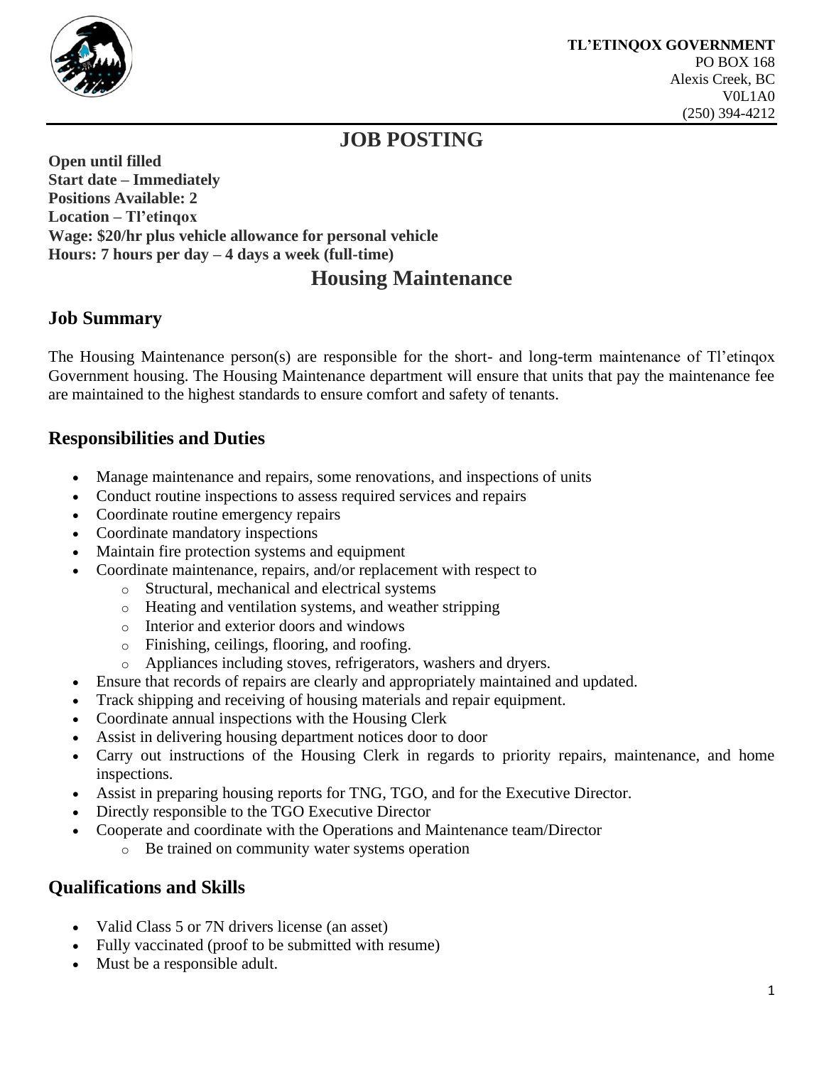**TL'ETINQOX GOVERNMENT**
PO BOX 168
Alexis Creek, BC
V0L1A0
(250) 394-4212

# JOB POSTING

**Open until filled**
**Start date – Immediately**
**Positions Available: 2**
**Location – Tl'etinqox**
**Wage: $20/hr plus vehicle allowance for personal vehicle**
**Hours: 7 hours per day – 4 days a week (full-time)**

# Housing Maintenance

## Job Summary

The Housing Maintenance person(s) are responsible for the short- and long-term maintenance of Tl'etinqox Government housing. The Housing Maintenance department will ensure that units that pay the maintenance fee are maintained to the highest standards to ensure comfort and safety of tenants.

## Responsibilities and Duties

- Manage maintenance and repairs, some renovations, and inspections of units
- Conduct routine inspections to assess required services and repairs
- Coordinate routine emergency repairs
- Coordinate mandatory inspections
- Maintain fire protection systems and equipment
- Coordinate maintenance, repairs, and/or replacement with respect to
  - Structural, mechanical and electrical systems
  - Heating and ventilation systems, and weather stripping
  - Interior and exterior doors and windows
  - Finishing, ceilings, flooring, and roofing.
  - Appliances including stoves, refrigerators, washers and dryers.
- Ensure that records of repairs are clearly and appropriately maintained and updated.
- Track shipping and receiving of housing materials and repair equipment.
- Coordinate annual inspections with the Housing Clerk
- Assist in delivering housing department notices door to door
- Carry out instructions of the Housing Clerk in regards to priority repairs, maintenance, and home inspections.
- Assist in preparing housing reports for TNG, TGO, and for the Executive Director.
- Directly responsible to the TGO Executive Director
- Cooperate and coordinate with the Operations and Maintenance team/Director
  - Be trained on community water systems operation

## Qualifications and Skills

- Valid Class 5 or 7N drivers license (an asset)
- Fully vaccinated (proof to be submitted with resume)
- Must be a responsible adult.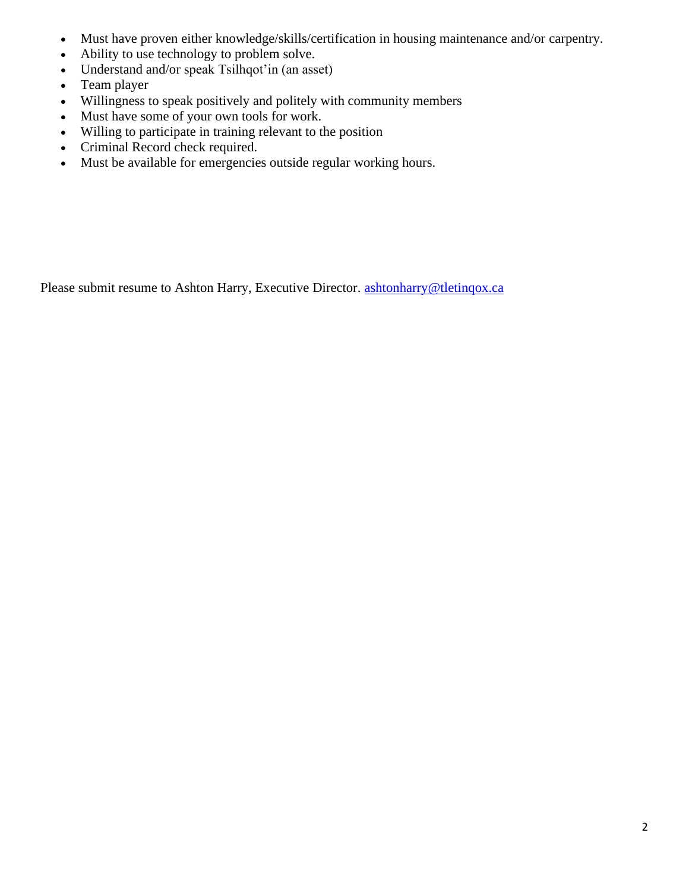- Must have proven either knowledge/skills/certification in housing maintenance and/or carpentry.
- Ability to use technology to problem solve.
- Understand and/or speak Tsilhqot'in (an asset)
- Team player
- Willingness to speak positively and politely with community members
- Must have some of your own tools for work.
- Willing to participate in training relevant to the position
- Criminal Record check required.
- Must be available for emergencies outside regular working hours.

Please submit resume to Ashton Harry, Executive Director. ashtonharry@tletinqox.ca